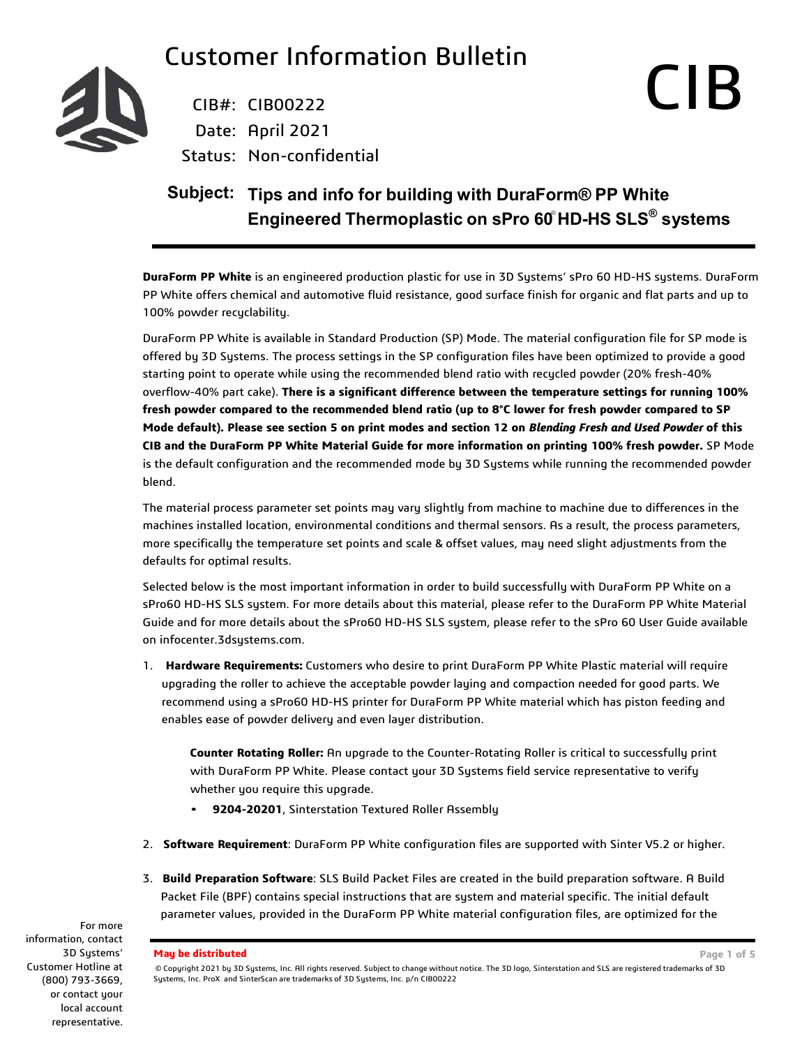# Customer Information Bulletin

CIB

CIB#: CIB00222
Date: April 2021
Status: Non-confidential

**Subject: Tips and info for building with DuraForm® PP White Engineered Thermoplastic on sPro 60® HD-HS SLS® systems**

**DuraForm PP White** is an engineered production plastic for use in 3D Systems' sPro 60 HD-HS systems. DuraForm PP White offers chemical and automotive fluid resistance, good surface finish for organic and flat parts and up to 100% powder recyclability.

DuraForm PP White is available in Standard Production (SP) Mode. The material configuration file for SP mode is offered by 3D Systems. The process settings in the SP configuration files have been optimized to provide a good starting point to operate while using the recommended blend ratio with recycled powder (20% fresh-40% overflow-40% part cake). **There is a significant difference between the temperature settings for running 100% fresh powder compared to the recommended blend ratio (up to 8°C lower for fresh powder compared to SP Mode default). Please see section 5 on print modes and section 12 on *Blending Fresh and Used Powder* of this CIB and the DuraForm PP White Material Guide for more information on printing 100% fresh powder.** SP Mode is the default configuration and the recommended mode by 3D Systems while running the recommended powder blend.

The material process parameter set points may vary slightly from machine to machine due to differences in the machines installed location, environmental conditions and thermal sensors. As a result, the process parameters, more specifically the temperature set points and scale & offset values, may need slight adjustments from the defaults for optimal results.

Selected below is the most important information in order to build successfully with DuraForm PP White on a sPro60 HD-HS SLS system. For more details about this material, please refer to the DuraForm PP White Material Guide and for more details about the sPro60 HD-HS SLS system, please refer to the sPro 60 User Guide available on infocenter.3dsystems.com.

1. **Hardware Requirements:** Customers who desire to print DuraForm PP White Plastic material will require upgrading the roller to achieve the acceptable powder laying and compaction needed for good parts. We recommend using a sPro60 HD-HS printer for DuraForm PP White material which has piston feeding and enables ease of powder delivery and even layer distribution.

   **Counter Rotating Roller:** An upgrade to the Counter-Rotating Roller is critical to successfully print with DuraForm PP White. Please contact your 3D Systems field service representative to verify whether you require this upgrade.

   - **9204-20201**, Sinterstation Textured Roller Assembly

2. **Software Requirement**: DuraForm PP White configuration files are supported with Sinter V5.2 or higher.

3. **Build Preparation Software**: SLS Build Packet Files are created in the build preparation software. A Build Packet File (BPF) contains special instructions that are system and material specific. The initial default parameter values, provided in the DuraForm PP White material configuration files, are optimized for the

For more information, contact 3D Systems' Customer Hotline at (800) 793-3669, or contact your local account representative.

**May be distributed**

© Copyright 2021 by 3D Systems, Inc. All rights reserved. Subject to change without notice. The 3D logo, Sinterstation and SLS are registered trademarks of 3D Systems, Inc. ProX and SinterScan are trademarks of 3D Systems, Inc. p/n CIB00222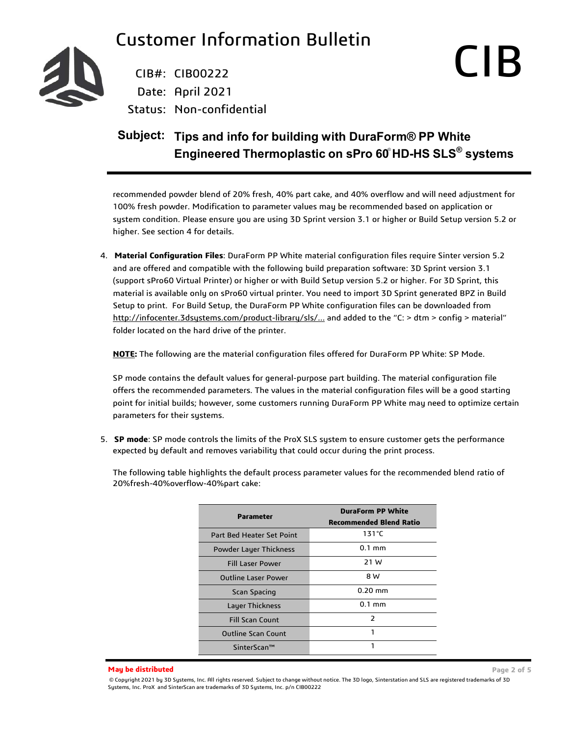recommended powder blend of 20% fresh, 40% part cake, and 40% overflow and will need adjustment for 100% fresh powder. Modification to parameter values may be recommended based on application or system condition. Please ensure you are using 3D Sprint version 3.1 or higher or Build Setup version 5.2 or higher. See section 4 for details.

4. **Material Configuration Files**: DuraForm PP White material configuration files require Sinter version 5.2 and are offered and compatible with the following build preparation software: 3D Sprint version 3.1 (support sPro60 Virtual Printer) or higher or with Build Setup version 5.2 or higher. For 3D Sprint, this material is available only on sPro60 virtual printer. You need to import 3D Sprint generated BPZ in Build Setup to print. For Build Setup, the DuraForm PP White configuration files can be downloaded from http://infocenter.3dsystems.com/product-library/sls/... and added to the "C: > dtm > config > material" folder located on the hard drive of the printer.

   **NOTE:** The following are the material configuration files offered for DuraForm PP White: SP Mode.

   SP mode contains the default values for general-purpose part building. The material configuration file offers the recommended parameters. The values in the material configuration files will be a good starting point for initial builds; however, some customers running DuraForm PP White may need to optimize certain parameters for their systems.

5. **SP mode**: SP mode controls the limits of the ProX SLS system to ensure customer gets the performance expected by default and removes variability that could occur during the print process.

   The following table highlights the default process parameter values for the recommended blend ratio of 20%fresh-40%overflow-40%part cake:

| Parameter | DuraForm PP White Recommended Blend Ratio |
| --- | --- |
| Part Bed Heater Set Point | 131°C |
| Powder Layer Thickness | 0.1 mm |
| Fill Laser Power | 21 W |
| Outline Laser Power | 8 W |
| Scan Spacing | 0.20 mm |
| Layer Thickness | 0.1 mm |
| Fill Scan Count | 2 |
| Outline Scan Count | 1 |
| SinterScan™ | 1 |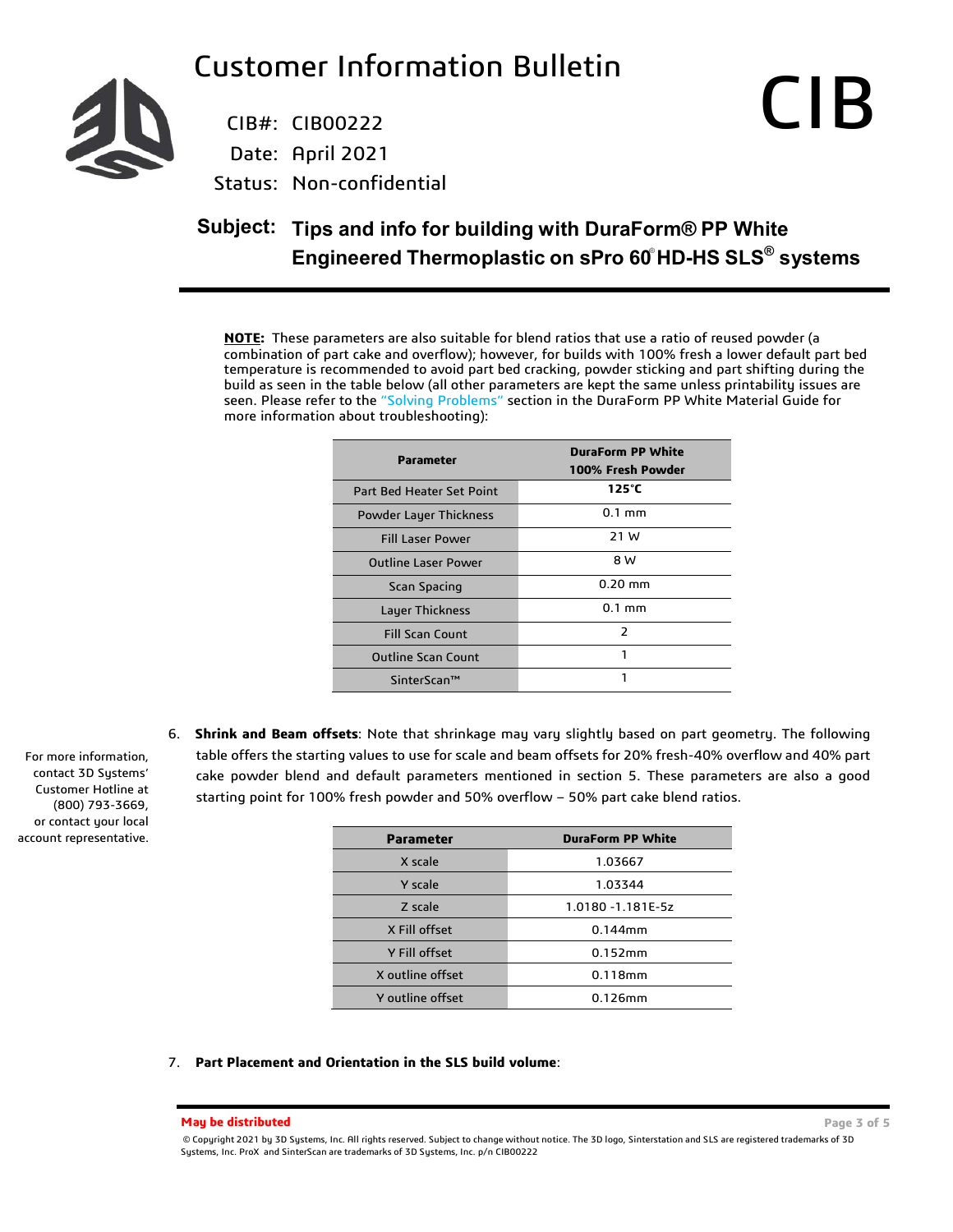# Customer Information Bulletin

CIB#: CIB00222
Date: April 2021
Status: Non-confidential

CIB

**Subject: Tips and info for building with DuraForm® PP White Engineered Thermoplastic on sPro 60® HD-HS SLS® systems**

**NOTE:** These parameters are also suitable for blend ratios that use a ratio of reused powder (a combination of part cake and overflow); however, for builds with 100% fresh a lower default part bed temperature is recommended to avoid part bed cracking, powder sticking and part shifting during the build as seen in the table below (all other parameters are kept the same unless printability issues are seen. Please refer to the "Solving Problems" section in the DuraForm PP White Material Guide for more information about troubleshooting):

| Parameter | DuraForm PP White 100% Fresh Powder |
|---|---|
| Part Bed Heater Set Point | **125°C** |
| Powder Layer Thickness | 0.1 mm |
| Fill Laser Power | 21 W |
| Outline Laser Power | 8 W |
| Scan Spacing | 0.20 mm |
| Layer Thickness | 0.1 mm |
| Fill Scan Count | 2 |
| Outline Scan Count | 1 |
| SinterScan™ | 1 |

For more information, contact 3D Systems' Customer Hotline at (800) 793-3669, or contact your local account representative.

6. **Shrink and Beam offsets**: Note that shrinkage may vary slightly based on part geometry. The following table offers the starting values to use for scale and beam offsets for 20% fresh-40% overflow and 40% part cake powder blend and default parameters mentioned in section 5. These parameters are also a good starting point for 100% fresh powder and 50% overflow – 50% part cake blend ratios.

| Parameter | DuraForm PP White |
|---|---|
| X scale | 1.03667 |
| Y scale | 1.03344 |
| Z scale | 1.0180 -1.181E-5z |
| X Fill offset | 0.144mm |
| Y Fill offset | 0.152mm |
| X outline offset | 0.118mm |
| Y outline offset | 0.126mm |

7. **Part Placement and Orientation in the SLS build volume**:

**May be distributed**

© Copyright 2021 by 3D Systems, Inc. All rights reserved. Subject to change without notice. The 3D logo, Sinterstation and SLS are registered trademarks of 3D Systems, Inc. ProX and SinterScan are trademarks of 3D Systems, Inc. p/n CIB00222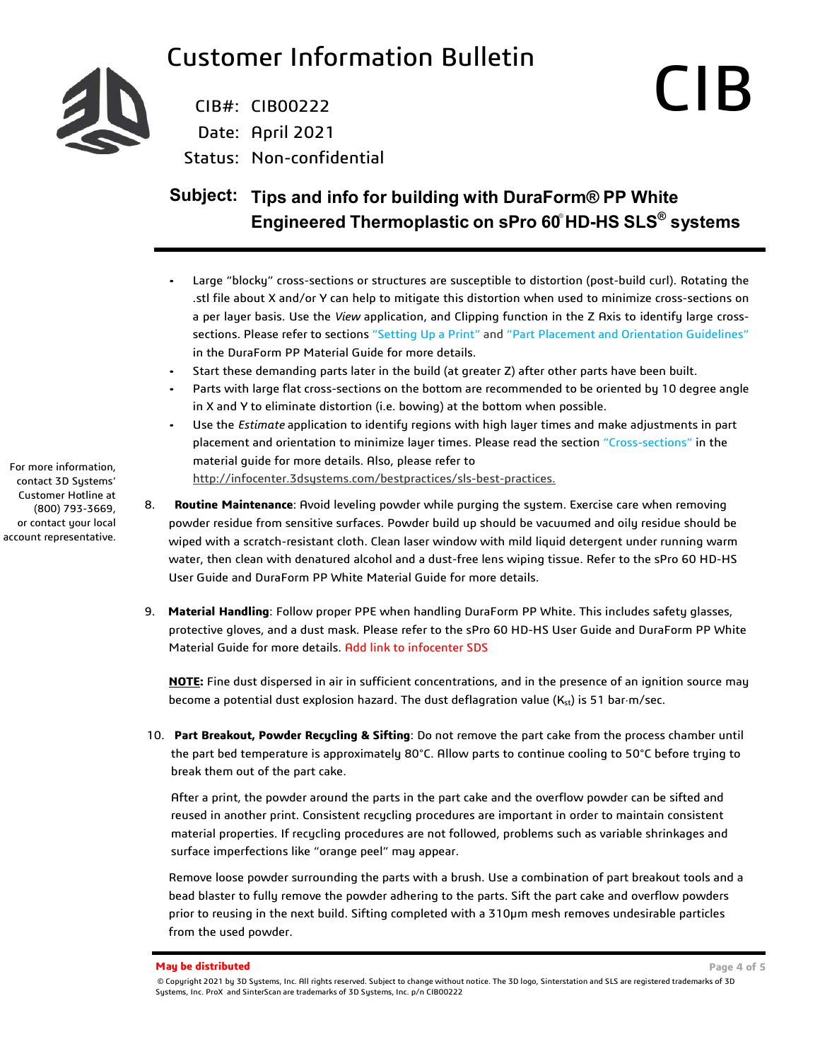- Large "blocky" cross-sections or structures are susceptible to distortion (post-build curl). Rotating the .stl file about X and/or Y can help to mitigate this distortion when used to minimize cross-sections on a per layer basis. Use the *View* application, and Clipping function in the Z Axis to identify large cross-sections. Please refer to sections "Setting Up a Print" and "Part Placement and Orientation Guidelines" in the DuraForm PP Material Guide for more details.
- Start these demanding parts later in the build (at greater Z) after other parts have been built.
- Parts with large flat cross-sections on the bottom are recommended to be oriented by 10 degree angle in X and Y to eliminate distortion (i.e. bowing) at the bottom when possible.
- Use the *Estimate* application to identify regions with high layer times and make adjustments in part placement and orientation to minimize layer times. Please read the section "Cross-sections" in the material guide for more details. Also, please refer to http://infocenter.3dsystems.com/bestpractices/sls-best-practices.

For more information, contact 3D Systems' Customer Hotline at (800) 793-3669, or contact your local account representative.

8. **Routine Maintenance**: Avoid leveling powder while purging the system. Exercise care when removing powder residue from sensitive surfaces. Powder build up should be vacuumed and oily residue should be wiped with a scratch-resistant cloth. Clean laser window with mild liquid detergent under running warm water, then clean with denatured alcohol and a dust-free lens wiping tissue. Refer to the sPro 60 HD-HS User Guide and DuraForm PP White Material Guide for more details.

9. **Material Handling**: Follow proper PPE when handling DuraForm PP White. This includes safety glasses, protective gloves, and a dust mask. Please refer to the sPro 60 HD-HS User Guide and DuraForm PP White Material Guide for more details. Add link to infocenter SDS

   **NOTE:** Fine dust dispersed in air in sufficient concentrations, and in the presence of an ignition source may become a potential dust explosion hazard. The dust deflagration value ($K_{st}$) is 51 bar·m/sec.

10. **Part Breakout, Powder Recycling & Sifting**: Do not remove the part cake from the process chamber until the part bed temperature is approximately 80°C. Allow parts to continue cooling to 50°C before trying to break them out of the part cake.

    After a print, the powder around the parts in the part cake and the overflow powder can be sifted and reused in another print. Consistent recycling procedures are important in order to maintain consistent material properties. If recycling procedures are not followed, problems such as variable shrinkages and surface imperfections like "orange peel" may appear.

    Remove loose powder surrounding the parts with a brush. Use a combination of part breakout tools and a bead blaster to fully remove the powder adhering to the parts. Sift the part cake and overflow powders prior to reusing in the next build. Sifting completed with a 310μm mesh removes undesirable particles from the used powder.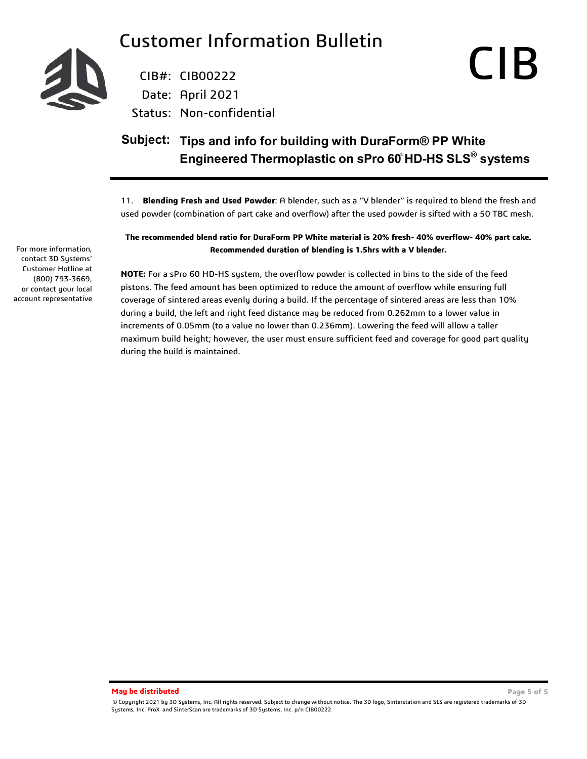11. **Blending Fresh and Used Powder**: A blender, such as a "V blender" is required to blend the fresh and used powder (combination of part cake and overflow) after the used powder is sifted with a 50 TBC mesh.

**The recommended blend ratio for DuraForm PP White material is 20% fresh- 40% overflow- 40% part cake. Recommended duration of blending is 1.5hrs with a V blender.**

**NOTE:** For a sPro 60 HD-HS system, the overflow powder is collected in bins to the side of the feed pistons. The feed amount has been optimized to reduce the amount of overflow while ensuring full coverage of sintered areas evenly during a build. If the percentage of sintered areas are less than 10% during a build, the left and right feed distance may be reduced from 0.262mm to a lower value in increments of 0.05mm (to a value no lower than 0.236mm). Lowering the feed will allow a taller maximum build height; however, the user must ensure sufficient feed and coverage for good part quality during the build is maintained.